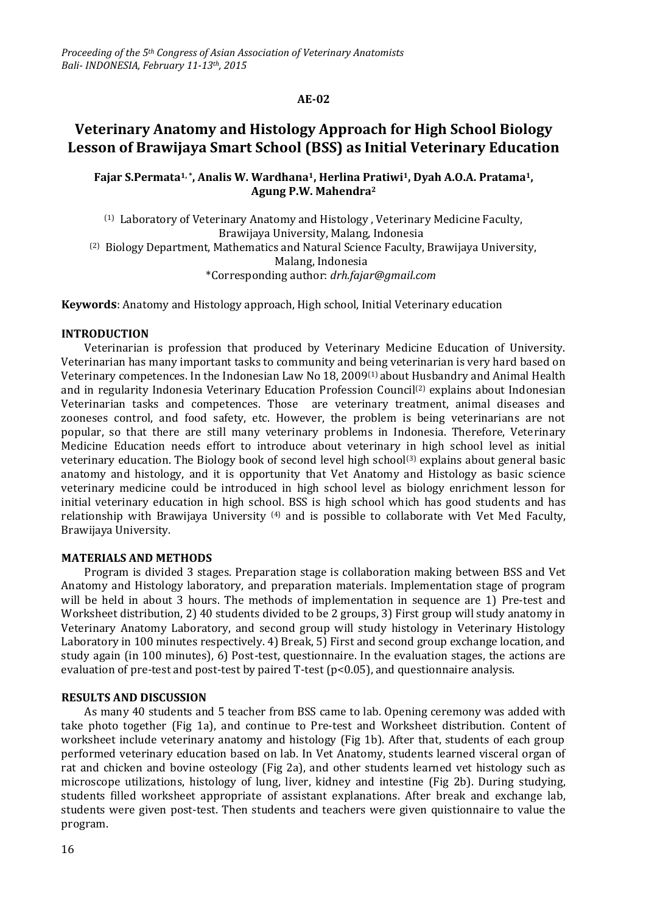AE-02

# Veterinary Anatomy and Histology Approach for High School Biology Lesson of Brawijaya Smart School (BSS) as Initial Veterinary Education

**Fajar S.Permata[1,*], Analis W. Wardhana[1], Herlina Pratiwi[1], Dyah A.O.A. Pratama[1], Agung P.W. Mahendra[2]**

(1) Laboratory of Veterinary Anatomy and Histology , Veterinary Medicine Faculty, Brawijaya University, Malang, Indonesia
(2) Biology Department, Mathematics and Natural Science Faculty, Brawijaya University, Malang, Indonesia
*Corresponding author: *drh.fajar@gmail.com*

**Keywords**: Anatomy and Histology approach, High school, Initial Veterinary education

## INTRODUCTION

Veterinarian is profession that produced by Veterinary Medicine Education of University. Veterinarian has many important tasks to community and being veterinarian is very hard based on Veterinary competences. In the Indonesian Law No 18, 2009[1] about Husbandry and Animal Health and in regularity Indonesia Veterinary Education Profession Council[2] explains about Indonesian Veterinarian tasks and competences. Those are veterinary treatment, animal diseases and zooneses control, and food safety, etc. However, the problem is being veterinarians are not popular, so that there are still many veterinary problems in Indonesia. Therefore, Veterinary Medicine Education needs effort to introduce about veterinary in high school level as initial veterinary education. The Biology book of second level high school[3] explains about general basic anatomy and histology, and it is opportunity that Vet Anatomy and Histology as basic science veterinary medicine could be introduced in high school level as biology enrichment lesson for initial veterinary education in high school. BSS is high school which has good students and has relationship with Brawijaya University [4] and is possible to collaborate with Vet Med Faculty, Brawijaya University.

## MATERIALS AND METHODS

Program is divided 3 stages. Preparation stage is collaboration making between BSS and Vet Anatomy and Histology laboratory, and preparation materials. Implementation stage of program will be held in about 3 hours. The methods of implementation in sequence are 1) Pre-test and Worksheet distribution, 2) 40 students divided to be 2 groups, 3) First group will study anatomy in Veterinary Anatomy Laboratory, and second group will study histology in Veterinary Histology Laboratory in 100 minutes respectively. 4) Break, 5) First and second group exchange location, and study again (in 100 minutes), 6) Post-test, questionnaire. In the evaluation stages, the actions are evaluation of pre-test and post-test by paired T-test ($p<0.05$), and questionnaire analysis.

## RESULTS AND DISCUSSION

As many 40 students and 5 teacher from BSS came to lab. Opening ceremony was added with take photo together (Fig 1a), and continue to Pre-test and Worksheet distribution. Content of worksheet include veterinary anatomy and histology (Fig 1b). After that, students of each group performed veterinary education based on lab. In Vet Anatomy, students learned visceral organ of rat and chicken and bovine osteology (Fig 2a), and other students learned vet histology such as microscope utilizations, histology of lung, liver, kidney and intestine (Fig 2b). During studying, students filled worksheet appropriate of assistant explanations. After break and exchange lab, students were given post-test. Then students and teachers were given quistionnaire to value the program.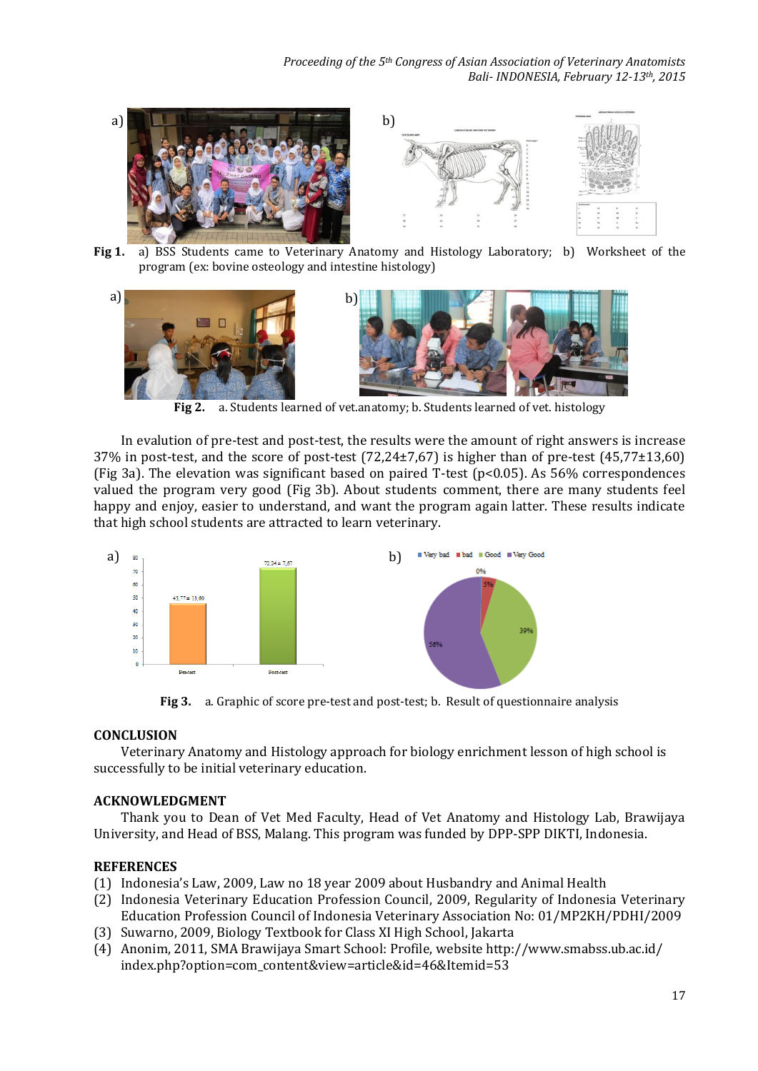a) b)

**Fig 1.** a) BSS Students came to Veterinary Anatomy and Histology Laboratory; b) Worksheet of the program (ex: bovine osteology and intestine histology)

a) b)

**Fig 2.** a. Students learned of vet.anatomy; b. Students learned of vet. histology

In evalution of pre-test and post-test, the results were the amount of right answers is increase 37% in post-test, and the score of post-test (72,24±7,67) is higher than of pre-test (45,77±13,60) (Fig 3a). The elevation was significant based on paired T-test ($p<0.05$). As 56% correspondences valued the program very good (Fig 3b). About students comment, there are many students feel happy and enjoy, easier to understand, and want the program again latter. These results indicate that high school students are attracted to learn veterinary.

a)

80
70
60
50
40
30
20
10
0

45,77± 13,60
72,24± 7,67

Pre-test
Post-test

b)

Very bad
bad
Good
Very Good

0%
5%
39%
56%

**Fig 3.** a. Graphic of score pre-test and post-test; b. Result of questionnaire analysis

## CONCLUSION

Veterinary Anatomy and Histology approach for biology enrichment lesson of high school is successfully to be initial veterinary education.

## ACKNOWLEDGMENT

Thank you to Dean of Vet Med Faculty, Head of Vet Anatomy and Histology Lab, Brawijaya University, and Head of BSS, Malang. This program was funded by DPP-SPP DIKTI, Indonesia.

## REFERENCES

(1) Indonesia's Law, 2009, Law no 18 year 2009 about Husbandry and Animal Health
(2) Indonesia Veterinary Education Profession Council, 2009, Regularity of Indonesia Veterinary Education Profession Council of Indonesia Veterinary Association No: 01/MP2KH/PDHI/2009
(3) Suwarno, 2009, Biology Textbook for Class XI High School, Jakarta
(4) Anonim, 2011, SMA Brawijaya Smart School: Profile, website http://www.smabss.ub.ac.id/index.php?option=com_content&view=article&id=46&Itemid=53